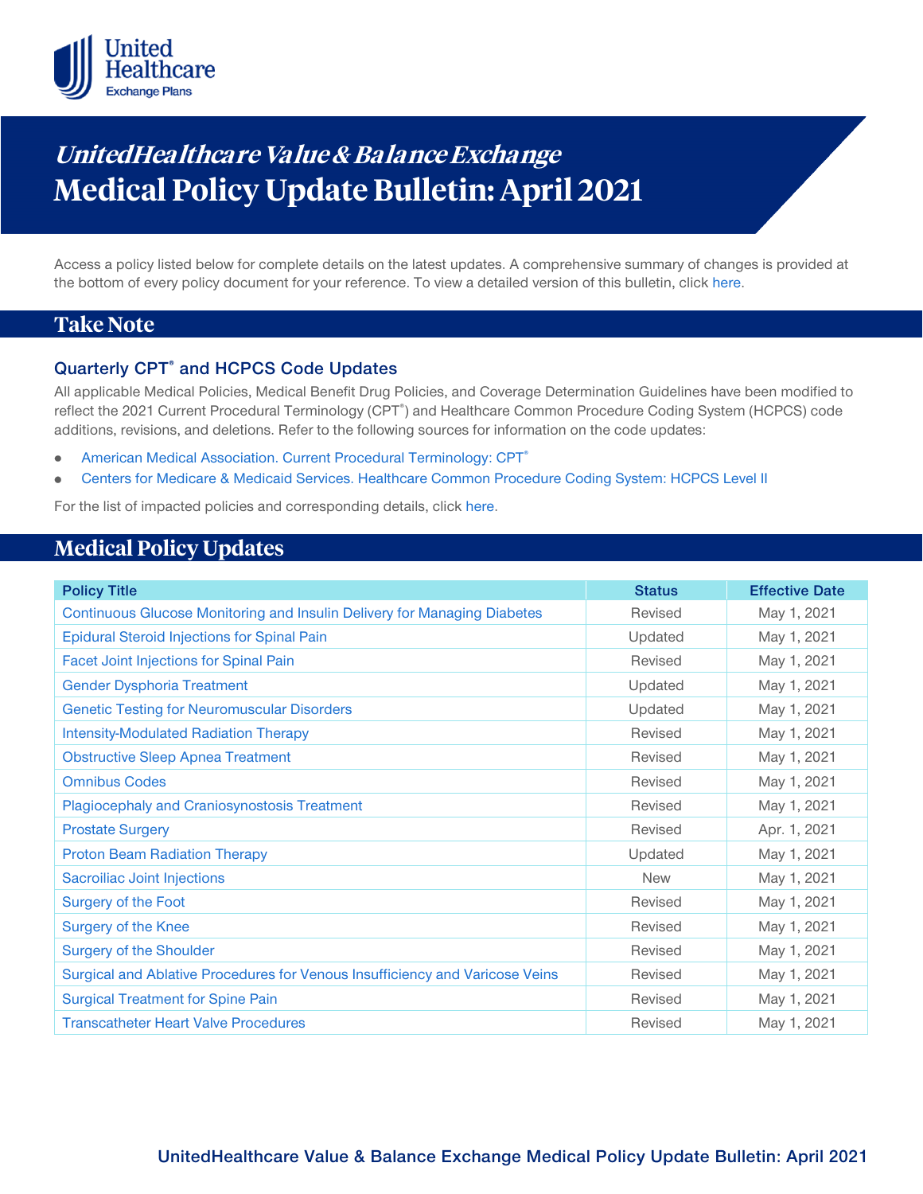# UnitedHealthcare Value & Balance Exchange Medical Policy Update Bulletin: April 2021

Access a policy listed below for complete details on the latest updates. A comprehensive summary of changes is provided at the bottom of every policy document for your reference. To view a detailed version of this bulletin, click here.

## Take Note

### Quarterly CPT® and HCPCS Code Updates

All applicable Medical Policies, Medical Benefit Drug Policies, and Coverage Determination Guidelines have been modified to reflect the 2021 Current Procedural Terminology (CPT®) and Healthcare Common Procedure Coding System (HCPCS) code additions, revisions, and deletions. Refer to the following sources for information on the code updates:

- American Medical Association. Current Procedural Terminology: CPT®
- Centers for Medicare & Medicaid Services. Healthcare Common Procedure Coding System: HCPCS Level II

For the list of impacted policies and corresponding details, click here.

## Medical Policy Updates

| Policy Title | Status | Effective Date |
|---|---|---|
| Continuous Glucose Monitoring and Insulin Delivery for Managing Diabetes | Revised | May 1, 2021 |
| Epidural Steroid Injections for Spinal Pain | Updated | May 1, 2021 |
| Facet Joint Injections for Spinal Pain | Revised | May 1, 2021 |
| Gender Dysphoria Treatment | Updated | May 1, 2021 |
| Genetic Testing for Neuromuscular Disorders | Updated | May 1, 2021 |
| Intensity-Modulated Radiation Therapy | Revised | May 1, 2021 |
| Obstructive Sleep Apnea Treatment | Revised | May 1, 2021 |
| Omnibus Codes | Revised | May 1, 2021 |
| Plagiocephaly and Craniosynostosis Treatment | Revised | May 1, 2021 |
| Prostate Surgery | Revised | Apr. 1, 2021 |
| Proton Beam Radiation Therapy | Updated | May 1, 2021 |
| Sacroiliac Joint Injections | New | May 1, 2021 |
| Surgery of the Foot | Revised | May 1, 2021 |
| Surgery of the Knee | Revised | May 1, 2021 |
| Surgery of the Shoulder | Revised | May 1, 2021 |
| Surgical and Ablative Procedures for Venous Insufficiency and Varicose Veins | Revised | May 1, 2021 |
| Surgical Treatment for Spine Pain | Revised | May 1, 2021 |
| Transcatheter Heart Valve Procedures | Revised | May 1, 2021 |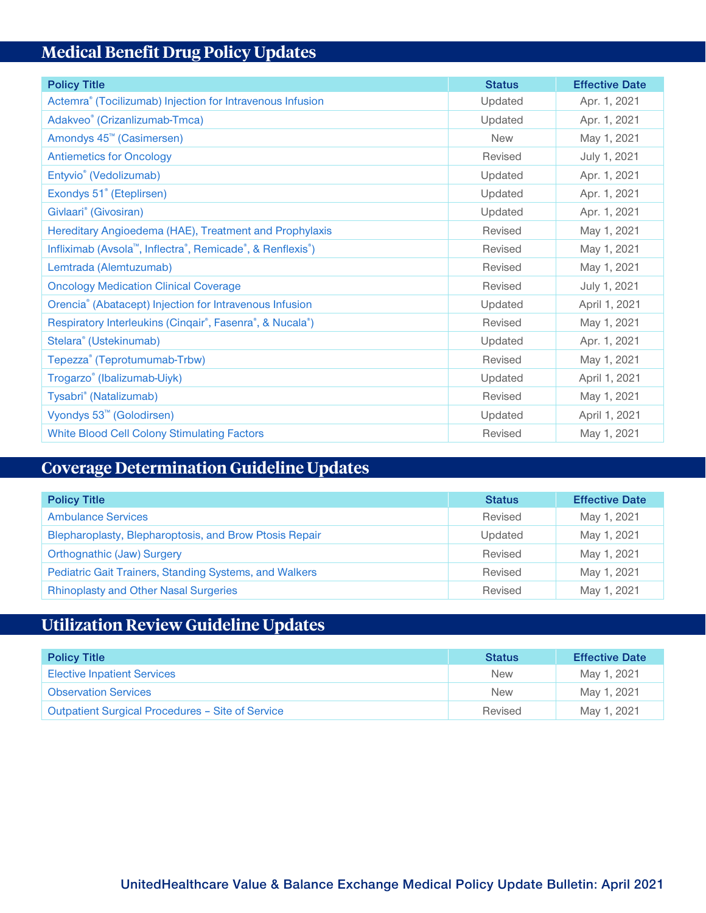## Medical Benefit Drug Policy Updates

| Policy Title | Status | Effective Date |
|---|---|---|
| Actemra® (Tocilizumab) Injection for Intravenous Infusion | Updated | Apr. 1, 2021 |
| Adakveo® (Crizanlizumab-Tmca) | Updated | Apr. 1, 2021 |
| Amondys 45™ (Casimersen) | New | May 1, 2021 |
| Antiemetics for Oncology | Revised | July 1, 2021 |
| Entyvio® (Vedolizumab) | Updated | Apr. 1, 2021 |
| Exondys 51® (Eteplirsen) | Updated | Apr. 1, 2021 |
| Givlaari® (Givosiran) | Updated | Apr. 1, 2021 |
| Hereditary Angioedema (HAE), Treatment and Prophylaxis | Revised | May 1, 2021 |
| Infliximab (Avsola™, Inflectra®, Remicade®, & Renflexis®) | Revised | May 1, 2021 |
| Lemtrada (Alemtuzumab) | Revised | May 1, 2021 |
| Oncology Medication Clinical Coverage | Revised | July 1, 2021 |
| Orencia® (Abatacept) Injection for Intravenous Infusion | Updated | April 1, 2021 |
| Respiratory Interleukins (Cinqair®, Fasenra®, & Nucala®) | Revised | May 1, 2021 |
| Stelara® (Ustekinumab) | Updated | Apr. 1, 2021 |
| Tepezza® (Teprotumumab-Trbw) | Revised | May 1, 2021 |
| Trogarzo® (Ibalizumab-Uiyk) | Updated | April 1, 2021 |
| Tysabri® (Natalizumab) | Revised | May 1, 2021 |
| Vyondys 53™ (Golodirsen) | Updated | April 1, 2021 |
| White Blood Cell Colony Stimulating Factors | Revised | May 1, 2021 |

## Coverage Determination Guideline Updates

| Policy Title | Status | Effective Date |
|---|---|---|
| Ambulance Services | Revised | May 1, 2021 |
| Blepharoplasty, Blepharoptosis, and Brow Ptosis Repair | Updated | May 1, 2021 |
| Orthognathic (Jaw) Surgery | Revised | May 1, 2021 |
| Pediatric Gait Trainers, Standing Systems, and Walkers | Revised | May 1, 2021 |
| Rhinoplasty and Other Nasal Surgeries | Revised | May 1, 2021 |

## Utilization Review Guideline Updates

| Policy Title | Status | Effective Date |
|---|---|---|
| Elective Inpatient Services | New | May 1, 2021 |
| Observation Services | New | May 1, 2021 |
| Outpatient Surgical Procedures – Site of Service | Revised | May 1, 2021 |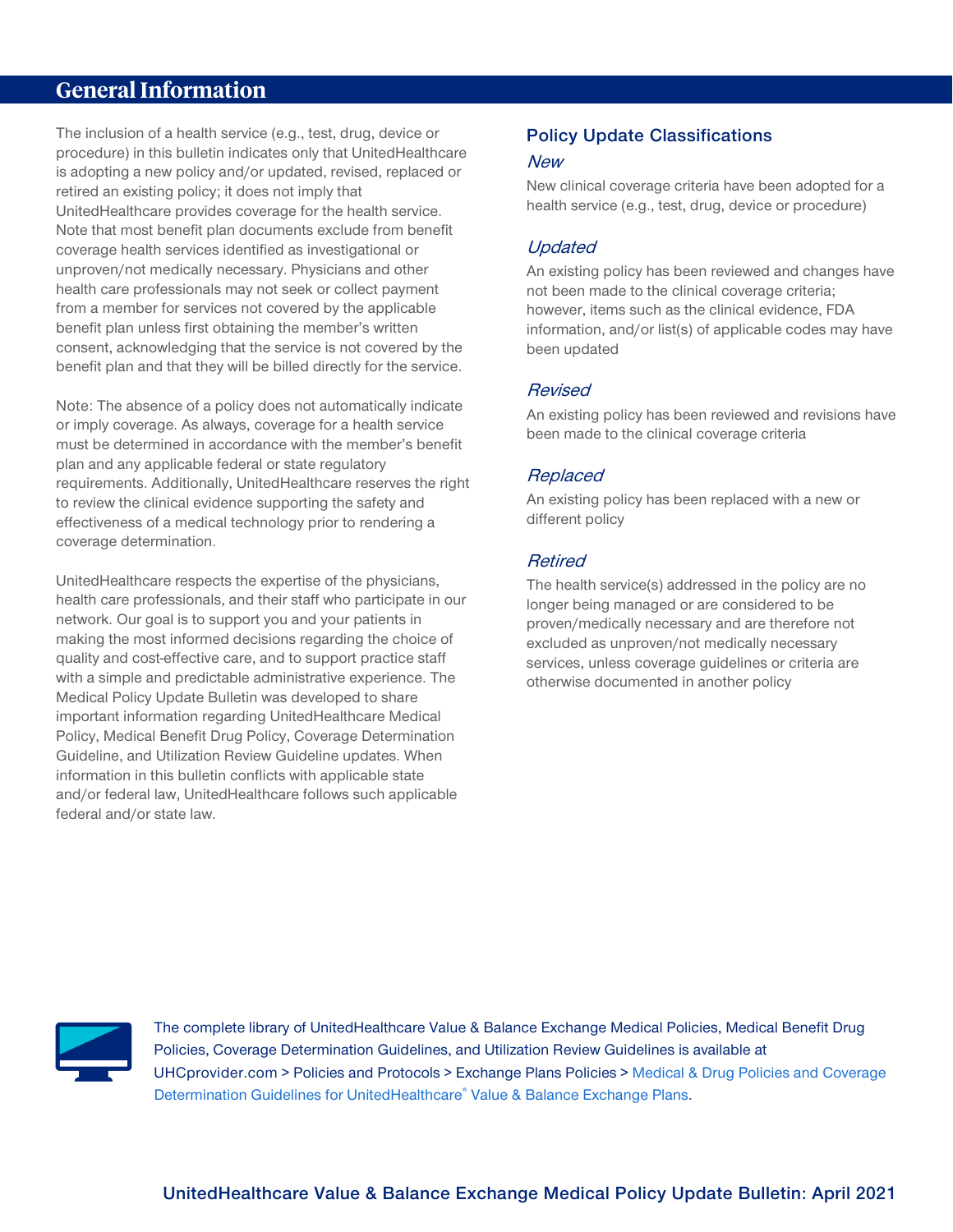## General Information

The inclusion of a health service (e.g., test, drug, device or procedure) in this bulletin indicates only that UnitedHealthcare is adopting a new policy and/or updated, revised, replaced or retired an existing policy; it does not imply that UnitedHealthcare provides coverage for the health service. Note that most benefit plan documents exclude from benefit coverage health services identified as investigational or unproven/not medically necessary. Physicians and other health care professionals may not seek or collect payment from a member for services not covered by the applicable benefit plan unless first obtaining the member's written consent, acknowledging that the service is not covered by the benefit plan and that they will be billed directly for the service.

Note: The absence of a policy does not automatically indicate or imply coverage. As always, coverage for a health service must be determined in accordance with the member's benefit plan and any applicable federal or state regulatory requirements. Additionally, UnitedHealthcare reserves the right to review the clinical evidence supporting the safety and effectiveness of a medical technology prior to rendering a coverage determination.

UnitedHealthcare respects the expertise of the physicians, health care professionals, and their staff who participate in our network. Our goal is to support you and your patients in making the most informed decisions regarding the choice of quality and cost-effective care, and to support practice staff with a simple and predictable administrative experience. The Medical Policy Update Bulletin was developed to share important information regarding UnitedHealthcare Medical Policy, Medical Benefit Drug Policy, Coverage Determination Guideline, and Utilization Review Guideline updates. When information in this bulletin conflicts with applicable state and/or federal law, UnitedHealthcare follows such applicable federal and/or state law.

### Policy Update Classifications

*New*

New clinical coverage criteria have been adopted for a health service (e.g., test, drug, device or procedure)

*Updated*

An existing policy has been reviewed and changes have not been made to the clinical coverage criteria; however, items such as the clinical evidence, FDA information, and/or list(s) of applicable codes may have been updated

*Revised*

An existing policy has been reviewed and revisions have been made to the clinical coverage criteria

*Replaced*

An existing policy has been replaced with a new or different policy

*Retired*

The health service(s) addressed in the policy are no longer being managed or are considered to be proven/medically necessary and are therefore not excluded as unproven/not medically necessary services, unless coverage guidelines or criteria are otherwise documented in another policy

The complete library of UnitedHealthcare Value & Balance Exchange Medical Policies, Medical Benefit Drug Policies, Coverage Determination Guidelines, and Utilization Review Guidelines is available at UHCprovider.com > Policies and Protocols > Exchange Plans Policies > Medical & Drug Policies and Coverage Determination Guidelines for UnitedHealthcare® Value & Balance Exchange Plans.